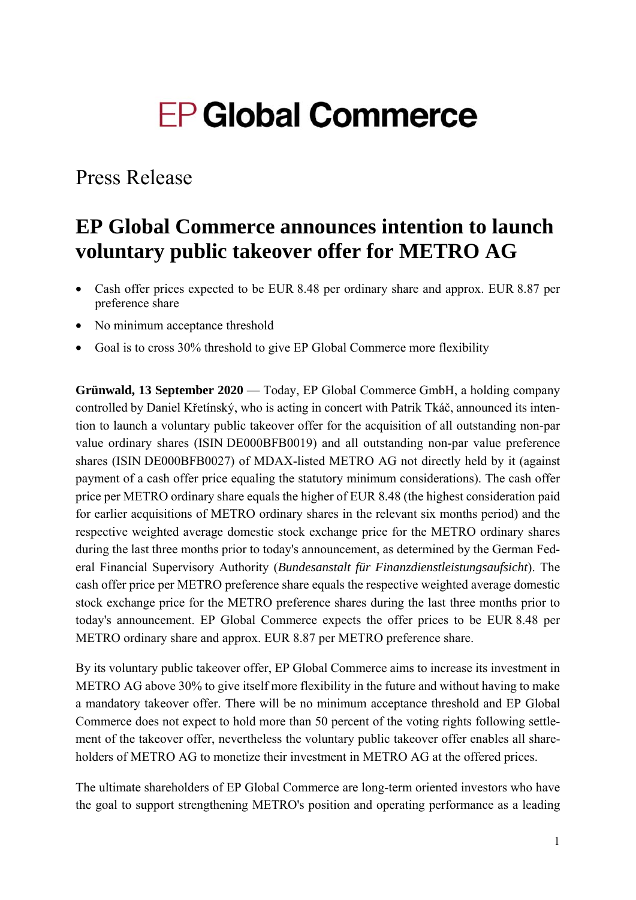# EP Global Commerce

## Press Release

# EP Global Commerce announces intention to launch voluntary public takeover offer for METRO AG

- Cash offer prices expected to be EUR 8.48 per ordinary share and approx. EUR 8.87 per preference share
- No minimum acceptance threshold
- Goal is to cross 30% threshold to give EP Global Commerce more flexibility

**Grünwald, 13 September 2020** — Today, EP Global Commerce GmbH, a holding company controlled by Daniel Křetínský, who is acting in concert with Patrik Tkáč, announced its intention to launch a voluntary public takeover offer for the acquisition of all outstanding non-par value ordinary shares (ISIN DE000BFB0019) and all outstanding non-par value preference shares (ISIN DE000BFB0027) of MDAX-listed METRO AG not directly held by it (against payment of a cash offer price equaling the statutory minimum considerations). The cash offer price per METRO ordinary share equals the higher of EUR 8.48 (the highest consideration paid for earlier acquisitions of METRO ordinary shares in the relevant six months period) and the respective weighted average domestic stock exchange price for the METRO ordinary shares during the last three months prior to today's announcement, as determined by the German Federal Financial Supervisory Authority (*Bundesanstalt für Finanzdienstleistungsaufsicht*). The cash offer price per METRO preference share equals the respective weighted average domestic stock exchange price for the METRO preference shares during the last three months prior to today's announcement. EP Global Commerce expects the offer prices to be EUR 8.48 per METRO ordinary share and approx. EUR 8.87 per METRO preference share.

By its voluntary public takeover offer, EP Global Commerce aims to increase its investment in METRO AG above 30% to give itself more flexibility in the future and without having to make a mandatory takeover offer. There will be no minimum acceptance threshold and EP Global Commerce does not expect to hold more than 50 percent of the voting rights following settlement of the takeover offer, nevertheless the voluntary public takeover offer enables all shareholders of METRO AG to monetize their investment in METRO AG at the offered prices.

The ultimate shareholders of EP Global Commerce are long-term oriented investors who have the goal to support strengthening METRO's position and operating performance as a leading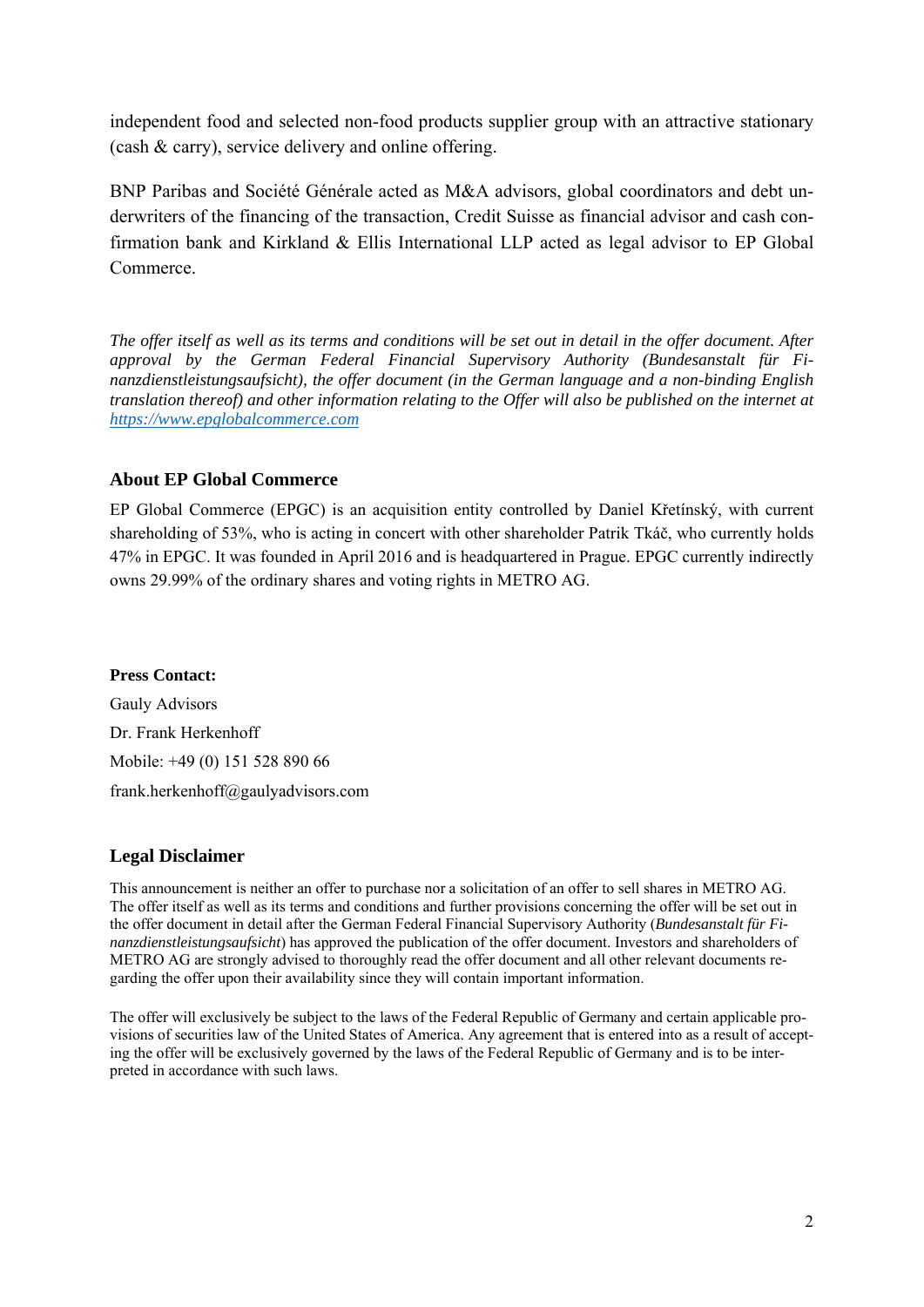independent food and selected non-food products supplier group with an attractive stationary (cash & carry), service delivery and online offering.

BNP Paribas and Société Générale acted as M&A advisors, global coordinators and debt underwriters of the financing of the transaction, Credit Suisse as financial advisor and cash confirmation bank and Kirkland & Ellis International LLP acted as legal advisor to EP Global Commerce.

*The offer itself as well as its terms and conditions will be set out in detail in the offer document. After approval by the German Federal Financial Supervisory Authority (Bundesanstalt für Finanzdienstleistungsaufsicht), the offer document (in the German language and a non-binding English translation thereof) and other information relating to the Offer will also be published on the internet at [https://www.epglobalcommerce.com](https://www.epglobalcommerce.com)*

## About EP Global Commerce

EP Global Commerce (EPGC) is an acquisition entity controlled by Daniel Křetínský, with current shareholding of 53%, who is acting in concert with other shareholder Patrik Tkáč, who currently holds 47% in EPGC. It was founded in April 2016 and is headquartered in Prague. EPGC currently indirectly owns 29.99% of the ordinary shares and voting rights in METRO AG.

**Press Contact:**

Gauly Advisors

Dr. Frank Herkenhoff

Mobile: +49 (0) 151 528 890 66

frank.herkenhoff@gaulyadvisors.com

## Legal Disclaimer

This announcement is neither an offer to purchase nor a solicitation of an offer to sell shares in METRO AG. The offer itself as well as its terms and conditions and further provisions concerning the offer will be set out in the offer document in detail after the German Federal Financial Supervisory Authority (*Bundesanstalt für Finanzdienstleistungsaufsicht*) has approved the publication of the offer document. Investors and shareholders of METRO AG are strongly advised to thoroughly read the offer document and all other relevant documents regarding the offer upon their availability since they will contain important information.

The offer will exclusively be subject to the laws of the Federal Republic of Germany and certain applicable provisions of securities law of the United States of America. Any agreement that is entered into as a result of accepting the offer will be exclusively governed by the laws of the Federal Republic of Germany and is to be interpreted in accordance with such laws.